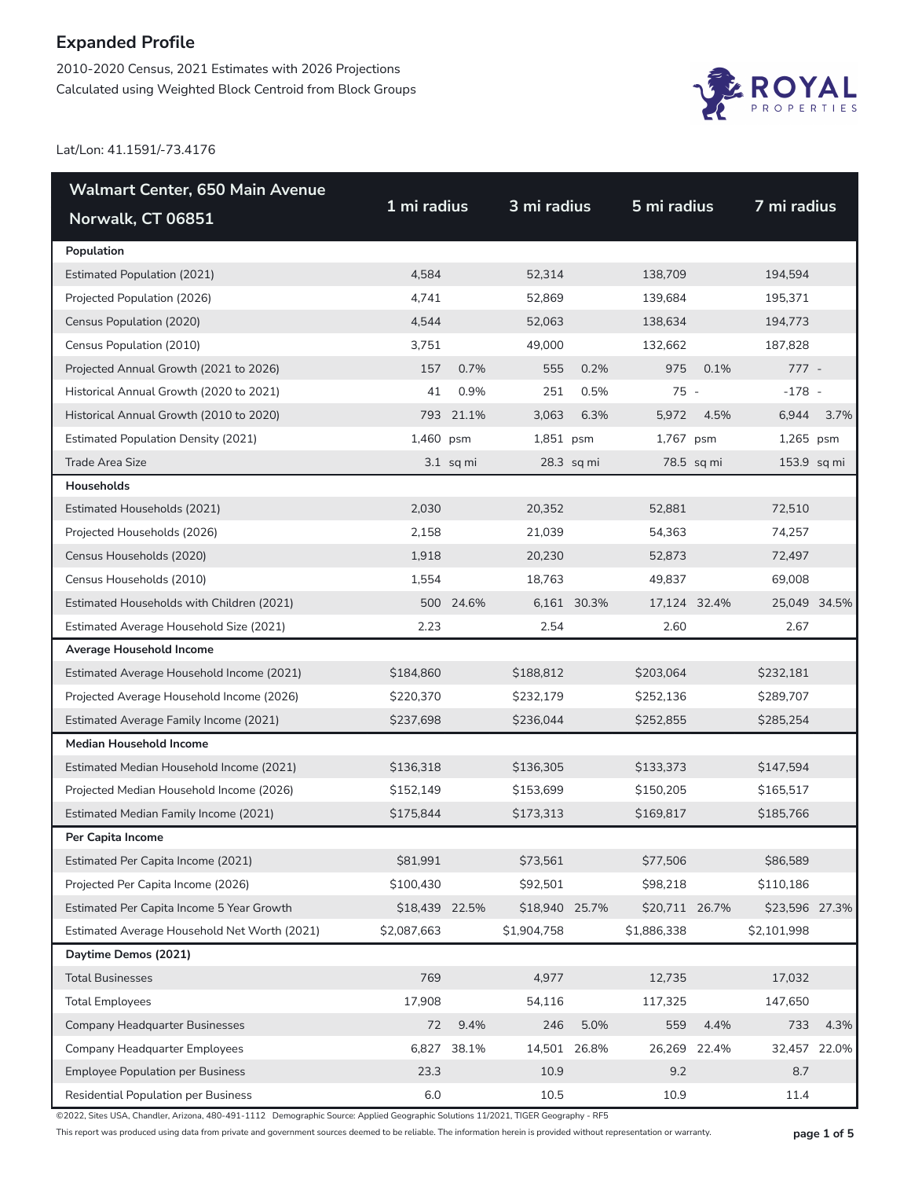# Expanded Profile

2010-2020 Census, 2021 Estimates with 2026 Projections
Calculated using Weighted Block Centroid from Block Groups

Lat/Lon: 41.1591/-73.4176

| Walmart Center, 650 Main Avenue Norwalk, CT 06851 | 1 mi radius | | 3 mi radius | | 5 mi radius | | 7 mi radius | |
|---|---|---|---|---|---|---|---|---|
| **Population** | | | | | | | | |
| Estimated Population (2021) | 4,584 | | 52,314 | | 138,709 | | 194,594 | |
| Projected Population (2026) | 4,741 | | 52,869 | | 139,684 | | 195,371 | |
| Census Population (2020) | 4,544 | | 52,063 | | 138,634 | | 194,773 | |
| Census Population (2010) | 3,751 | | 49,000 | | 132,662 | | 187,828 | |
| Projected Annual Growth (2021 to 2026) | 157 | 0.7% | 555 | 0.2% | 975 | 0.1% | 777 | - |
| Historical Annual Growth (2020 to 2021) | 41 | 0.9% | 251 | 0.5% | 75 | - | -178 | - |
| Historical Annual Growth (2010 to 2020) | 793 | 21.1% | 3,063 | 6.3% | 5,972 | 4.5% | 6,944 | 3.7% |
| Estimated Population Density (2021) | 1,460 | psm | 1,851 | psm | 1,767 | psm | 1,265 | psm |
| Trade Area Size | 3.1 | sq mi | 28.3 | sq mi | 78.5 | sq mi | 153.9 | sq mi |
| **Households** | | | | | | | | |
| Estimated Households (2021) | 2,030 | | 20,352 | | 52,881 | | 72,510 | |
| Projected Households (2026) | 2,158 | | 21,039 | | 54,363 | | 74,257 | |
| Census Households (2020) | 1,918 | | 20,230 | | 52,873 | | 72,497 | |
| Census Households (2010) | 1,554 | | 18,763 | | 49,837 | | 69,008 | |
| Estimated Households with Children (2021) | 500 | 24.6% | 6,161 | 30.3% | 17,124 | 32.4% | 25,049 | 34.5% |
| Estimated Average Household Size (2021) | 2.23 | | 2.54 | | 2.60 | | 2.67 | |
| **Average Household Income** | | | | | | | | |
| Estimated Average Household Income (2021) | $184,860 | | $188,812 | | $203,064 | | $232,181 | |
| Projected Average Household Income (2026) | $220,370 | | $232,179 | | $252,136 | | $289,707 | |
| Estimated Average Family Income (2021) | $237,698 | | $236,044 | | $252,855 | | $285,254 | |
| **Median Household Income** | | | | | | | | |
| Estimated Median Household Income (2021) | $136,318 | | $136,305 | | $133,373 | | $147,594 | |
| Projected Median Household Income (2026) | $152,149 | | $153,699 | | $150,205 | | $165,517 | |
| Estimated Median Family Income (2021) | $175,844 | | $173,313 | | $169,817 | | $185,766 | |
| **Per Capita Income** | | | | | | | | |
| Estimated Per Capita Income (2021) | $81,991 | | $73,561 | | $77,506 | | $86,589 | |
| Projected Per Capita Income (2026) | $100,430 | | $92,501 | | $98,218 | | $110,186 | |
| Estimated Per Capita Income 5 Year Growth | $18,439 | 22.5% | $18,940 | 25.7% | $20,711 | 26.7% | $23,596 | 27.3% |
| Estimated Average Household Net Worth (2021) | $2,087,663 | | $1,904,758 | | $1,886,338 | | $2,101,998 | |
| **Daytime Demos (2021)** | | | | | | | | |
| Total Businesses | 769 | | 4,977 | | 12,735 | | 17,032 | |
| Total Employees | 17,908 | | 54,116 | | 117,325 | | 147,650 | |
| Company Headquarter Businesses | 72 | 9.4% | 246 | 5.0% | 559 | 4.4% | 733 | 4.3% |
| Company Headquarter Employees | 6,827 | 38.1% | 14,501 | 26.8% | 26,269 | 22.4% | 32,457 | 22.0% |
| Employee Population per Business | 23.3 | | 10.9 | | 9.2 | | 8.7 | |
| Residential Population per Business | 6.0 | | 10.5 | | 10.9 | | 11.4 | |

©2022, Sites USA, Chandler, Arizona, 480-491-1112 Demographic Source: Applied Geographic Solutions 11/2021, TIGER Geography - RF5

This report was produced using data from private and government sources deemed to be reliable. The information herein is provided without representation or warranty.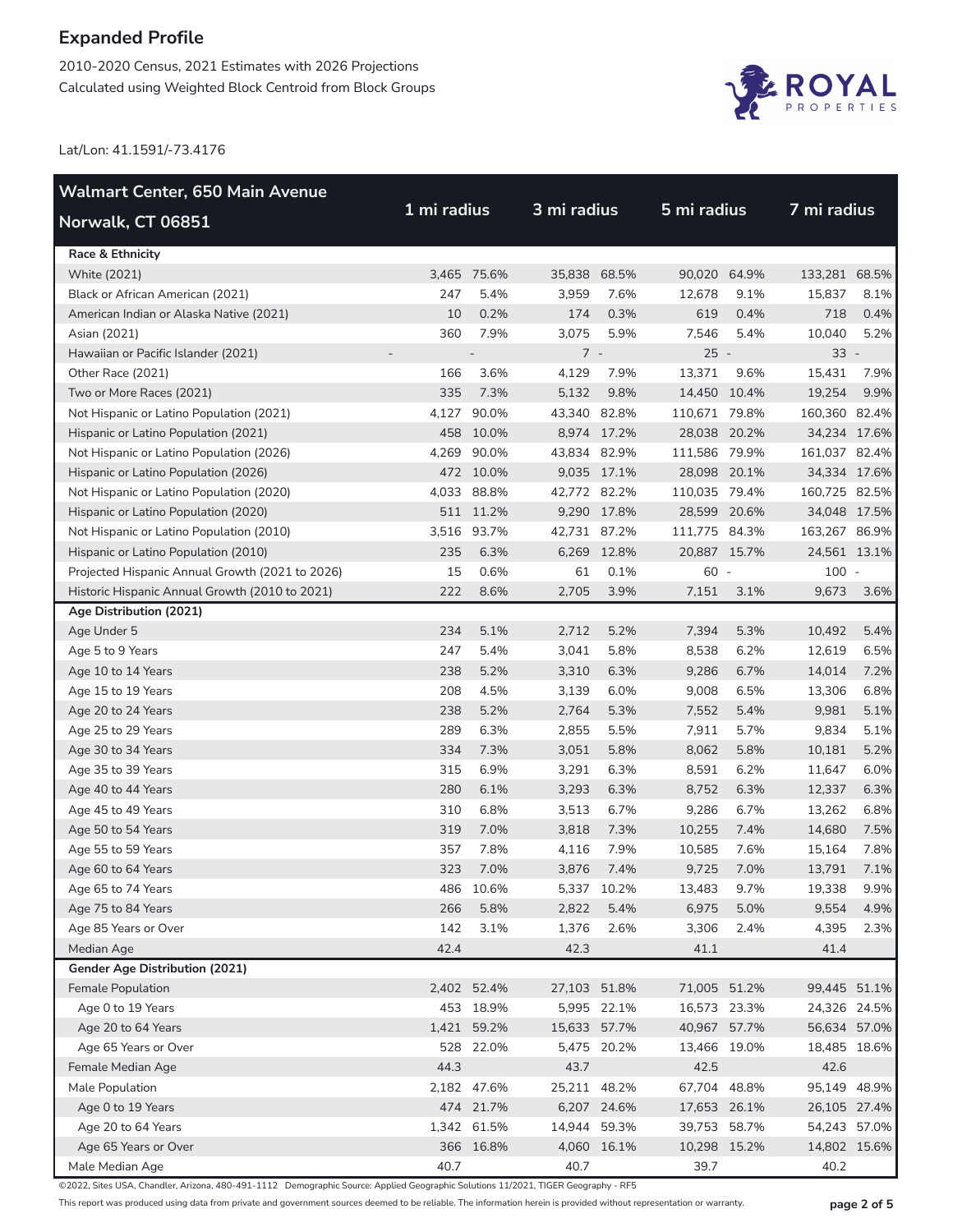# Expanded Profile

2010-2020 Census, 2021 Estimates with 2026 Projections
Calculated using Weighted Block Centroid from Block Groups

Lat/Lon: 41.1591/-73.4176

| Walmart Center, 650 Main Avenue Norwalk, CT 06851 | 1 mi radius | | 3 mi radius | | 5 mi radius | | 7 mi radius | |
|---|---|---|---|---|---|---|---|---|
| **Race & Ethnicity** | | | | | | | | |
| White (2021) | 3,465 | 75.6% | 35,838 | 68.5% | 90,020 | 64.9% | 133,281 | 68.5% |
| Black or African American (2021) | 247 | 5.4% | 3,959 | 7.6% | 12,678 | 9.1% | 15,837 | 8.1% |
| American Indian or Alaska Native (2021) | 10 | 0.2% | 174 | 0.3% | 619 | 0.4% | 718 | 0.4% |
| Asian (2021) | 360 | 7.9% | 3,075 | 5.9% | 7,546 | 5.4% | 10,040 | 5.2% |
| Hawaiian or Pacific Islander (2021) | - | - | 7 | - | 25 | - | 33 | - |
| Other Race (2021) | 166 | 3.6% | 4,129 | 7.9% | 13,371 | 9.6% | 15,431 | 7.9% |
| Two or More Races (2021) | 335 | 7.3% | 5,132 | 9.8% | 14,450 | 10.4% | 19,254 | 9.9% |
| Not Hispanic or Latino Population (2021) | 4,127 | 90.0% | 43,340 | 82.8% | 110,671 | 79.8% | 160,360 | 82.4% |
| Hispanic or Latino Population (2021) | 458 | 10.0% | 8,974 | 17.2% | 28,038 | 20.2% | 34,234 | 17.6% |
| Not Hispanic or Latino Population (2026) | 4,269 | 90.0% | 43,834 | 82.9% | 111,586 | 79.9% | 161,037 | 82.4% |
| Hispanic or Latino Population (2026) | 472 | 10.0% | 9,035 | 17.1% | 28,098 | 20.1% | 34,334 | 17.6% |
| Not Hispanic or Latino Population (2020) | 4,033 | 88.8% | 42,772 | 82.2% | 110,035 | 79.4% | 160,725 | 82.5% |
| Hispanic or Latino Population (2020) | 511 | 11.2% | 9,290 | 17.8% | 28,599 | 20.6% | 34,048 | 17.5% |
| Not Hispanic or Latino Population (2010) | 3,516 | 93.7% | 42,731 | 87.2% | 111,775 | 84.3% | 163,267 | 86.9% |
| Hispanic or Latino Population (2010) | 235 | 6.3% | 6,269 | 12.8% | 20,887 | 15.7% | 24,561 | 13.1% |
| Projected Hispanic Annual Growth (2021 to 2026) | 15 | 0.6% | 61 | 0.1% | 60 | - | 100 | - |
| Historic Hispanic Annual Growth (2010 to 2021) | 222 | 8.6% | 2,705 | 3.9% | 7,151 | 3.1% | 9,673 | 3.6% |
| **Age Distribution (2021)** | | | | | | | | |
| Age Under 5 | 234 | 5.1% | 2,712 | 5.2% | 7,394 | 5.3% | 10,492 | 5.4% |
| Age 5 to 9 Years | 247 | 5.4% | 3,041 | 5.8% | 8,538 | 6.2% | 12,619 | 6.5% |
| Age 10 to 14 Years | 238 | 5.2% | 3,310 | 6.3% | 9,286 | 6.7% | 14,014 | 7.2% |
| Age 15 to 19 Years | 208 | 4.5% | 3,139 | 6.0% | 9,008 | 6.5% | 13,306 | 6.8% |
| Age 20 to 24 Years | 238 | 5.2% | 2,764 | 5.3% | 7,552 | 5.4% | 9,981 | 5.1% |
| Age 25 to 29 Years | 289 | 6.3% | 2,855 | 5.5% | 7,911 | 5.7% | 9,834 | 5.1% |
| Age 30 to 34 Years | 334 | 7.3% | 3,051 | 5.8% | 8,062 | 5.8% | 10,181 | 5.2% |
| Age 35 to 39 Years | 315 | 6.9% | 3,291 | 6.3% | 8,591 | 6.2% | 11,647 | 6.0% |
| Age 40 to 44 Years | 280 | 6.1% | 3,293 | 6.3% | 8,752 | 6.3% | 12,337 | 6.3% |
| Age 45 to 49 Years | 310 | 6.8% | 3,513 | 6.7% | 9,286 | 6.7% | 13,262 | 6.8% |
| Age 50 to 54 Years | 319 | 7.0% | 3,818 | 7.3% | 10,255 | 7.4% | 14,680 | 7.5% |
| Age 55 to 59 Years | 357 | 7.8% | 4,116 | 7.9% | 10,585 | 7.6% | 15,164 | 7.8% |
| Age 60 to 64 Years | 323 | 7.0% | 3,876 | 7.4% | 9,725 | 7.0% | 13,791 | 7.1% |
| Age 65 to 74 Years | 486 | 10.6% | 5,337 | 10.2% | 13,483 | 9.7% | 19,338 | 9.9% |
| Age 75 to 84 Years | 266 | 5.8% | 2,822 | 5.4% | 6,975 | 5.0% | 9,554 | 4.9% |
| Age 85 Years or Over | 142 | 3.1% | 1,376 | 2.6% | 3,306 | 2.4% | 4,395 | 2.3% |
| Median Age | 42.4 | | 42.3 | | 41.1 | | 41.4 | |
| **Gender Age Distribution (2021)** | | | | | | | | |
| Female Population | 2,402 | 52.4% | 27,103 | 51.8% | 71,005 | 51.2% | 99,445 | 51.1% |
| Age 0 to 19 Years | 453 | 18.9% | 5,995 | 22.1% | 16,573 | 23.3% | 24,326 | 24.5% |
| Age 20 to 64 Years | 1,421 | 59.2% | 15,633 | 57.7% | 40,967 | 57.7% | 56,634 | 57.0% |
| Age 65 Years or Over | 528 | 22.0% | 5,475 | 20.2% | 13,466 | 19.0% | 18,485 | 18.6% |
| Female Median Age | 44.3 | | 43.7 | | 42.5 | | 42.6 | |
| Male Population | 2,182 | 47.6% | 25,211 | 48.2% | 67,704 | 48.8% | 95,149 | 48.9% |
| Age 0 to 19 Years | 474 | 21.7% | 6,207 | 24.6% | 17,653 | 26.1% | 26,105 | 27.4% |
| Age 20 to 64 Years | 1,342 | 61.5% | 14,944 | 59.3% | 39,753 | 58.7% | 54,243 | 57.0% |
| Age 65 Years or Over | 366 | 16.8% | 4,060 | 16.1% | 10,298 | 15.2% | 14,802 | 15.6% |
| Male Median Age | 40.7 | | 40.7 | | 39.7 | | 40.2 | |

©2022, Sites USA, Chandler, Arizona, 480-491-1112 Demographic Source: Applied Geographic Solutions 11/2021, TIGER Geography - RF5

This report was produced using data from private and government sources deemed to be reliable. The information herein is provided without representation or warranty.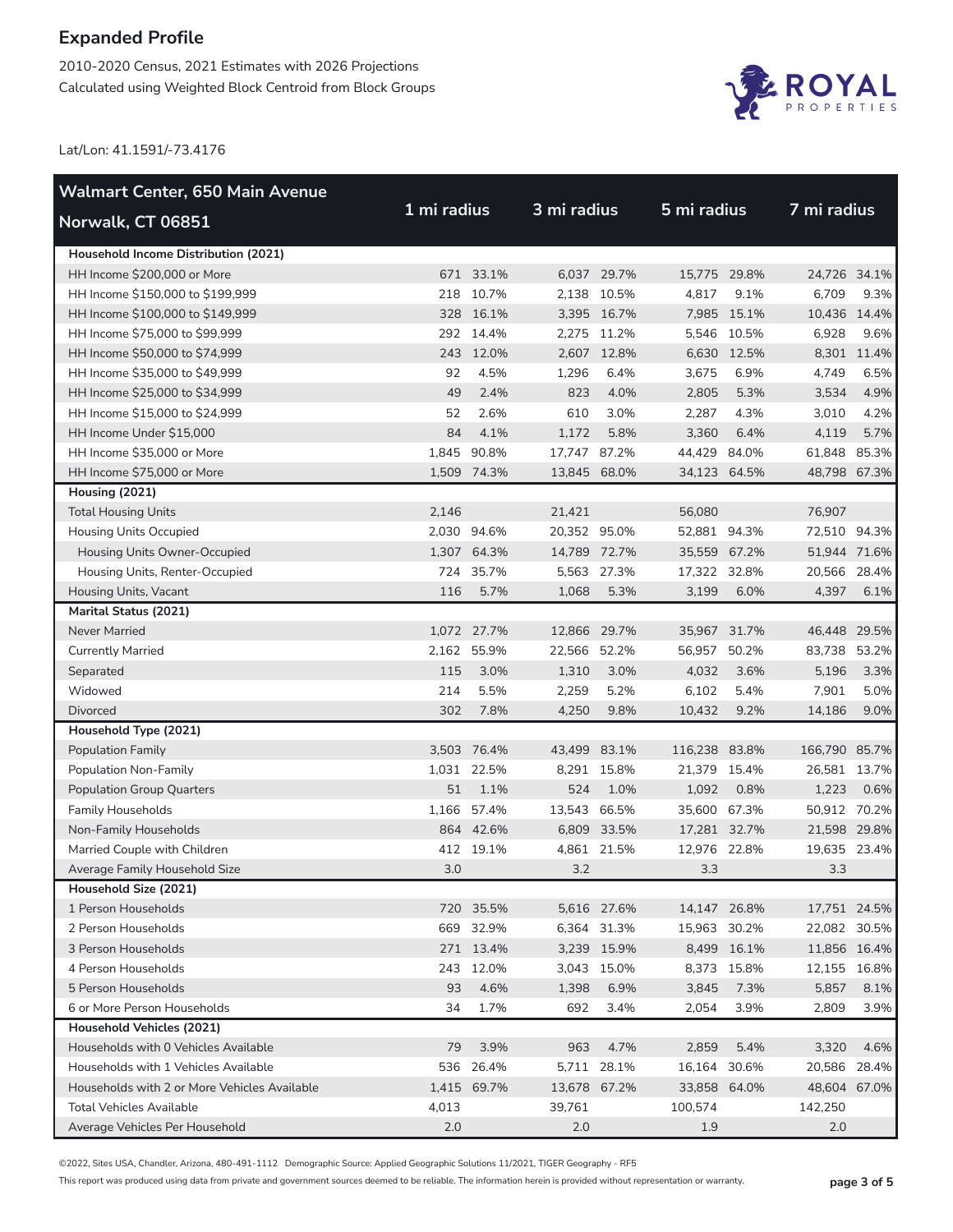# Expanded Profile

2010-2020 Census, 2021 Estimates with 2026 Projections
Calculated using Weighted Block Centroid from Block Groups

Lat/Lon: 41.1591/-73.4176

| Walmart Center, 650 Main Avenue Norwalk, CT 06851 | 1 mi radius | | 3 mi radius | | 5 mi radius | | 7 mi radius | |
|---|---|---|---|---|---|---|---|---|
| **Household Income Distribution (2021)** | | | | | | | | |
| HH Income $200,000 or More | 671 | 33.1% | 6,037 | 29.7% | 15,775 | 29.8% | 24,726 | 34.1% |
| HH Income $150,000 to $199,999 | 218 | 10.7% | 2,138 | 10.5% | 4,817 | 9.1% | 6,709 | 9.3% |
| HH Income $100,000 to $149,999 | 328 | 16.1% | 3,395 | 16.7% | 7,985 | 15.1% | 10,436 | 14.4% |
| HH Income $75,000 to $99,999 | 292 | 14.4% | 2,275 | 11.2% | 5,546 | 10.5% | 6,928 | 9.6% |
| HH Income $50,000 to $74,999 | 243 | 12.0% | 2,607 | 12.8% | 6,630 | 12.5% | 8,301 | 11.4% |
| HH Income $35,000 to $49,999 | 92 | 4.5% | 1,296 | 6.4% | 3,675 | 6.9% | 4,749 | 6.5% |
| HH Income $25,000 to $34,999 | 49 | 2.4% | 823 | 4.0% | 2,805 | 5.3% | 3,534 | 4.9% |
| HH Income $15,000 to $24,999 | 52 | 2.6% | 610 | 3.0% | 2,287 | 4.3% | 3,010 | 4.2% |
| HH Income Under $15,000 | 84 | 4.1% | 1,172 | 5.8% | 3,360 | 6.4% | 4,119 | 5.7% |
| HH Income $35,000 or More | 1,845 | 90.8% | 17,747 | 87.2% | 44,429 | 84.0% | 61,848 | 85.3% |
| HH Income $75,000 or More | 1,509 | 74.3% | 13,845 | 68.0% | 34,123 | 64.5% | 48,798 | 67.3% |
| **Housing (2021)** | | | | | | | | |
| Total Housing Units | 2,146 | | 21,421 | | 56,080 | | 76,907 | |
| Housing Units Occupied | 2,030 | 94.6% | 20,352 | 95.0% | 52,881 | 94.3% | 72,510 | 94.3% |
| Housing Units Owner-Occupied | 1,307 | 64.3% | 14,789 | 72.7% | 35,559 | 67.2% | 51,944 | 71.6% |
| Housing Units, Renter-Occupied | 724 | 35.7% | 5,563 | 27.3% | 17,322 | 32.8% | 20,566 | 28.4% |
| Housing Units, Vacant | 116 | 5.7% | 1,068 | 5.3% | 3,199 | 6.0% | 4,397 | 6.1% |
| **Marital Status (2021)** | | | | | | | | |
| Never Married | 1,072 | 27.7% | 12,866 | 29.7% | 35,967 | 31.7% | 46,448 | 29.5% |
| Currently Married | 2,162 | 55.9% | 22,566 | 52.2% | 56,957 | 50.2% | 83,738 | 53.2% |
| Separated | 115 | 3.0% | 1,310 | 3.0% | 4,032 | 3.6% | 5,196 | 3.3% |
| Widowed | 214 | 5.5% | 2,259 | 5.2% | 6,102 | 5.4% | 7,901 | 5.0% |
| Divorced | 302 | 7.8% | 4,250 | 9.8% | 10,432 | 9.2% | 14,186 | 9.0% |
| **Household Type (2021)** | | | | | | | | |
| Population Family | 3,503 | 76.4% | 43,499 | 83.1% | 116,238 | 83.8% | 166,790 | 85.7% |
| Population Non-Family | 1,031 | 22.5% | 8,291 | 15.8% | 21,379 | 15.4% | 26,581 | 13.7% |
| Population Group Quarters | 51 | 1.1% | 524 | 1.0% | 1,092 | 0.8% | 1,223 | 0.6% |
| Family Households | 1,166 | 57.4% | 13,543 | 66.5% | 35,600 | 67.3% | 50,912 | 70.2% |
| Non-Family Households | 864 | 42.6% | 6,809 | 33.5% | 17,281 | 32.7% | 21,598 | 29.8% |
| Married Couple with Children | 412 | 19.1% | 4,861 | 21.5% | 12,976 | 22.8% | 19,635 | 23.4% |
| Average Family Household Size | 3.0 | | 3.2 | | 3.3 | | 3.3 | |
| **Household Size (2021)** | | | | | | | | |
| 1 Person Households | 720 | 35.5% | 5,616 | 27.6% | 14,147 | 26.8% | 17,751 | 24.5% |
| 2 Person Households | 669 | 32.9% | 6,364 | 31.3% | 15,963 | 30.2% | 22,082 | 30.5% |
| 3 Person Households | 271 | 13.4% | 3,239 | 15.9% | 8,499 | 16.1% | 11,856 | 16.4% |
| 4 Person Households | 243 | 12.0% | 3,043 | 15.0% | 8,373 | 15.8% | 12,155 | 16.8% |
| 5 Person Households | 93 | 4.6% | 1,398 | 6.9% | 3,845 | 7.3% | 5,857 | 8.1% |
| 6 or More Person Households | 34 | 1.7% | 692 | 3.4% | 2,054 | 3.9% | 2,809 | 3.9% |
| **Household Vehicles (2021)** | | | | | | | | |
| Households with 0 Vehicles Available | 79 | 3.9% | 963 | 4.7% | 2,859 | 5.4% | 3,320 | 4.6% |
| Households with 1 Vehicles Available | 536 | 26.4% | 5,711 | 28.1% | 16,164 | 30.6% | 20,586 | 28.4% |
| Households with 2 or More Vehicles Available | 1,415 | 69.7% | 13,678 | 67.2% | 33,858 | 64.0% | 48,604 | 67.0% |
| Total Vehicles Available | 4,013 | | 39,761 | | 100,574 | | 142,250 | |
| Average Vehicles Per Household | 2.0 | | 2.0 | | 1.9 | | 2.0 | |

©2022, Sites USA, Chandler, Arizona, 480-491-1112 Demographic Source: Applied Geographic Solutions 11/2021, TIGER Geography - RF5

This report was produced using data from private and government sources deemed to be reliable. The information herein is provided without representation or warranty.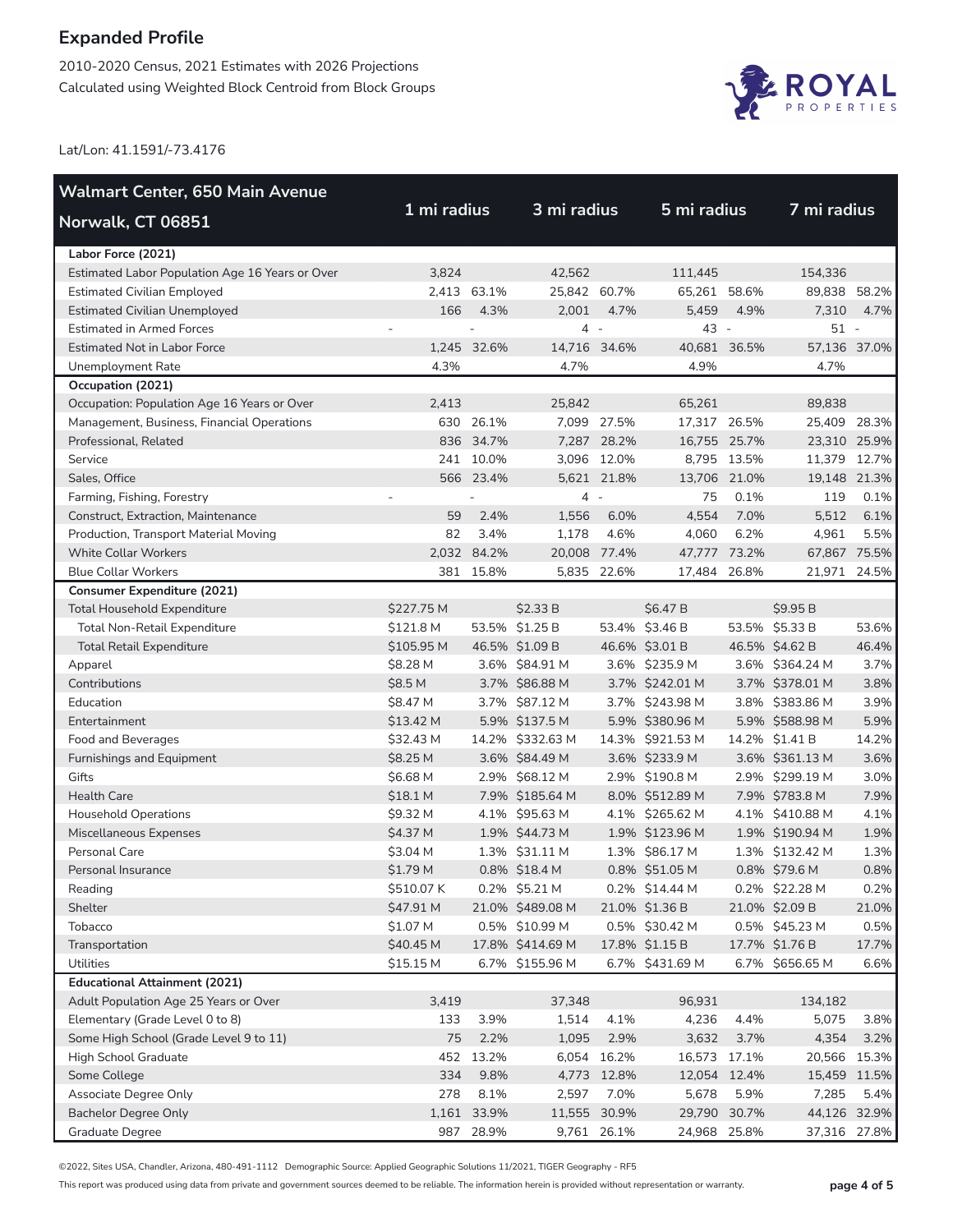# Expanded Profile

2010-2020 Census, 2021 Estimates with 2026 Projections
Calculated using Weighted Block Centroid from Block Groups

Lat/Lon: 41.1591/-73.4176

| Walmart Center, 650 Main Avenue Norwalk, CT 06851 | 1 mi radius | | 3 mi radius | | 5 mi radius | | 7 mi radius | |
|---|---|---|---|---|---|---|---|---|
| **Labor Force (2021)** | | | | | | | | |
| Estimated Labor Population Age 16 Years or Over | 3,824 | | 42,562 | | 111,445 | | 154,336 | |
| Estimated Civilian Employed | 2,413 | 63.1% | 25,842 | 60.7% | 65,261 | 58.6% | 89,838 | 58.2% |
| Estimated Civilian Unemployed | 166 | 4.3% | 2,001 | 4.7% | 5,459 | 4.9% | 7,310 | 4.7% |
| Estimated in Armed Forces | - | - | 4 | - | 43 | - | 51 | - |
| Estimated Not in Labor Force | 1,245 | 32.6% | 14,716 | 34.6% | 40,681 | 36.5% | 57,136 | 37.0% |
| Unemployment Rate | 4.3% | | 4.7% | | 4.9% | | 4.7% | |
| **Occupation (2021)** | | | | | | | | |
| Occupation: Population Age 16 Years or Over | 2,413 | | 25,842 | | 65,261 | | 89,838 | |
| Management, Business, Financial Operations | 630 | 26.1% | 7,099 | 27.5% | 17,317 | 26.5% | 25,409 | 28.3% |
| Professional, Related | 836 | 34.7% | 7,287 | 28.2% | 16,755 | 25.7% | 23,310 | 25.9% |
| Service | 241 | 10.0% | 3,096 | 12.0% | 8,795 | 13.5% | 11,379 | 12.7% |
| Sales, Office | 566 | 23.4% | 5,621 | 21.8% | 13,706 | 21.0% | 19,148 | 21.3% |
| Farming, Fishing, Forestry | - | - | 4 | - | 75 | 0.1% | 119 | 0.1% |
| Construct, Extraction, Maintenance | 59 | 2.4% | 1,556 | 6.0% | 4,554 | 7.0% | 5,512 | 6.1% |
| Production, Transport Material Moving | 82 | 3.4% | 1,178 | 4.6% | 4,060 | 6.2% | 4,961 | 5.5% |
| White Collar Workers | 2,032 | 84.2% | 20,008 | 77.4% | 47,777 | 73.2% | 67,867 | 75.5% |
| Blue Collar Workers | 381 | 15.8% | 5,835 | 22.6% | 17,484 | 26.8% | 21,971 | 24.5% |
| **Consumer Expenditure (2021)** | | | | | | | | |
| Total Household Expenditure | $227.75 M | | $2.33 B | | $6.47 B | | $9.95 B | |
| Total Non-Retail Expenditure | $121.8 M | 53.5% | $1.25 B | 53.4% | $3.46 B | 53.5% | $5.33 B | 53.6% |
| Total Retail Expenditure | $105.95 M | 46.5% | $1.09 B | 46.6% | $3.01 B | 46.5% | $4.62 B | 46.4% |
| Apparel | $8.28 M | 3.6% | $84.91 M | 3.6% | $235.9 M | 3.6% | $364.24 M | 3.7% |
| Contributions | $8.5 M | 3.7% | $86.88 M | 3.7% | $242.01 M | 3.7% | $378.01 M | 3.8% |
| Education | $8.47 M | 3.7% | $87.12 M | 3.7% | $243.98 M | 3.8% | $383.86 M | 3.9% |
| Entertainment | $13.42 M | 5.9% | $137.5 M | 5.9% | $380.96 M | 5.9% | $588.98 M | 5.9% |
| Food and Beverages | $32.43 M | 14.2% | $332.63 M | 14.3% | $921.53 M | 14.2% | $1.41 B | 14.2% |
| Furnishings and Equipment | $8.25 M | 3.6% | $84.49 M | 3.6% | $233.9 M | 3.6% | $361.13 M | 3.6% |
| Gifts | $6.68 M | 2.9% | $68.12 M | 2.9% | $190.8 M | 2.9% | $299.19 M | 3.0% |
| Health Care | $18.1 M | 7.9% | $185.64 M | 8.0% | $512.89 M | 7.9% | $783.8 M | 7.9% |
| Household Operations | $9.32 M | 4.1% | $95.63 M | 4.1% | $265.62 M | 4.1% | $410.88 M | 4.1% |
| Miscellaneous Expenses | $4.37 M | 1.9% | $44.73 M | 1.9% | $123.96 M | 1.9% | $190.94 M | 1.9% |
| Personal Care | $3.04 M | 1.3% | $31.11 M | 1.3% | $86.17 M | 1.3% | $132.42 M | 1.3% |
| Personal Insurance | $1.79 M | 0.8% | $18.4 M | 0.8% | $51.05 M | 0.8% | $79.6 M | 0.8% |
| Reading | $510.07 K | 0.2% | $5.21 M | 0.2% | $14.44 M | 0.2% | $22.28 M | 0.2% |
| Shelter | $47.91 M | 21.0% | $489.08 M | 21.0% | $1.36 B | 21.0% | $2.09 B | 21.0% |
| Tobacco | $1.07 M | 0.5% | $10.99 M | 0.5% | $30.42 M | 0.5% | $45.23 M | 0.5% |
| Transportation | $40.45 M | 17.8% | $414.69 M | 17.8% | $1.15 B | 17.7% | $1.76 B | 17.7% |
| Utilities | $15.15 M | 6.7% | $155.96 M | 6.7% | $431.69 M | 6.7% | $656.65 M | 6.6% |
| **Educational Attainment (2021)** | | | | | | | | |
| Adult Population Age 25 Years or Over | 3,419 | | 37,348 | | 96,931 | | 134,182 | |
| Elementary (Grade Level 0 to 8) | 133 | 3.9% | 1,514 | 4.1% | 4,236 | 4.4% | 5,075 | 3.8% |
| Some High School (Grade Level 9 to 11) | 75 | 2.2% | 1,095 | 2.9% | 3,632 | 3.7% | 4,354 | 3.2% |
| High School Graduate | 452 | 13.2% | 6,054 | 16.2% | 16,573 | 17.1% | 20,566 | 15.3% |
| Some College | 334 | 9.8% | 4,773 | 12.8% | 12,054 | 12.4% | 15,459 | 11.5% |
| Associate Degree Only | 278 | 8.1% | 2,597 | 7.0% | 5,678 | 5.9% | 7,285 | 5.4% |
| Bachelor Degree Only | 1,161 | 33.9% | 11,555 | 30.9% | 29,790 | 30.7% | 44,126 | 32.9% |
| Graduate Degree | 987 | 28.9% | 9,761 | 26.1% | 24,968 | 25.8% | 37,316 | 27.8% |

©2022, Sites USA, Chandler, Arizona, 480-491-1112 Demographic Source: Applied Geographic Solutions 11/2021, TIGER Geography - RF5

This report was produced using data from private and government sources deemed to be reliable. The information herein is provided without representation or warranty.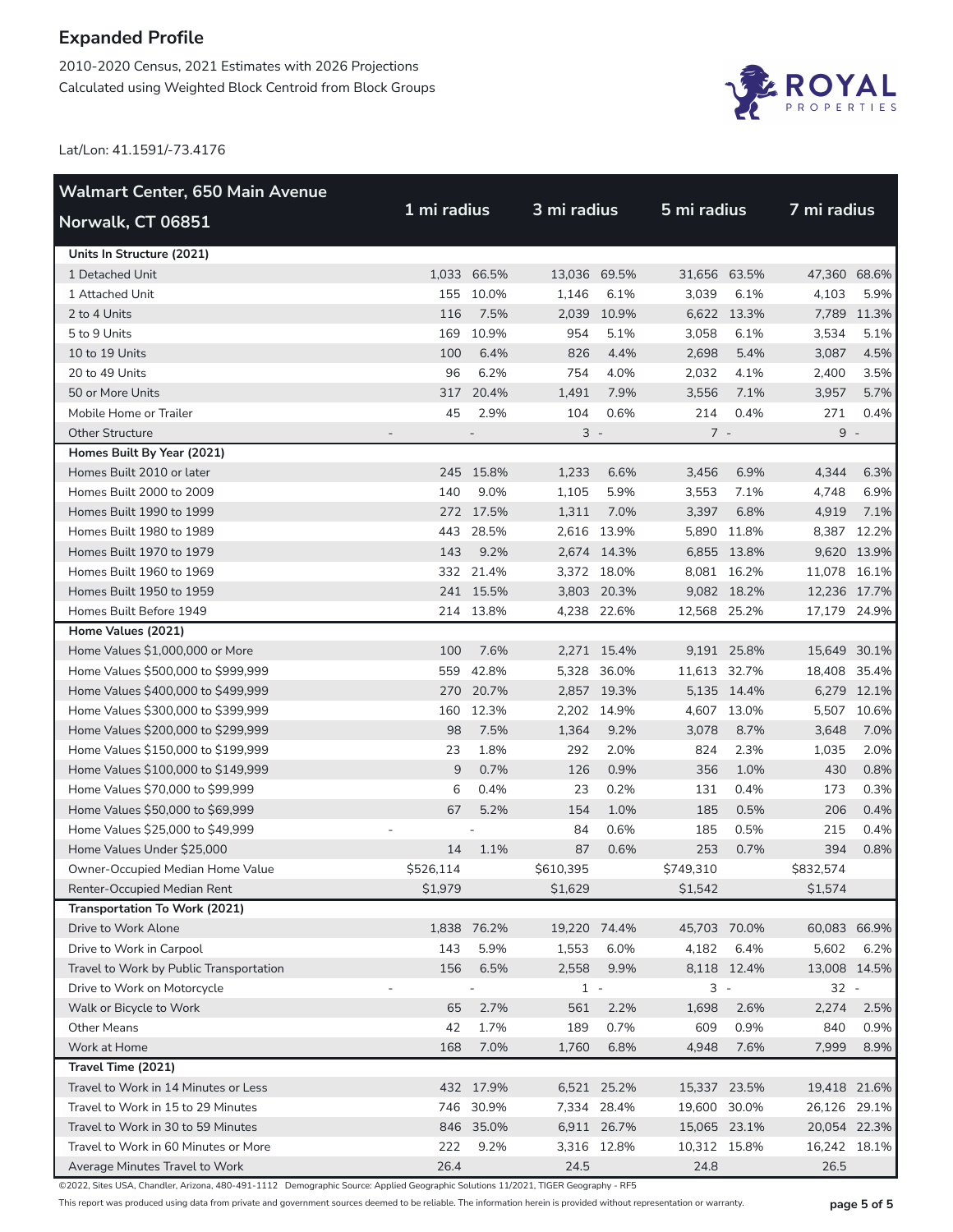# Expanded Profile

2010-2020 Census, 2021 Estimates with 2026 Projections
Calculated using Weighted Block Centroid from Block Groups

Lat/Lon: 41.1591/-73.4176

| Walmart Center, 650 Main Avenue Norwalk, CT 06851 | 1 mi radius | | 3 mi radius | | 5 mi radius | | 7 mi radius | |
|---|---|---|---|---|---|---|---|---|
| **Units In Structure (2021)** | | | | | | | | |
| 1 Detached Unit | 1,033 | 66.5% | 13,036 | 69.5% | 31,656 | 63.5% | 47,360 | 68.6% |
| 1 Attached Unit | 155 | 10.0% | 1,146 | 6.1% | 3,039 | 6.1% | 4,103 | 5.9% |
| 2 to 4 Units | 116 | 7.5% | 2,039 | 10.9% | 6,622 | 13.3% | 7,789 | 11.3% |
| 5 to 9 Units | 169 | 10.9% | 954 | 5.1% | 3,058 | 6.1% | 3,534 | 5.1% |
| 10 to 19 Units | 100 | 6.4% | 826 | 4.4% | 2,698 | 5.4% | 3,087 | 4.5% |
| 20 to 49 Units | 96 | 6.2% | 754 | 4.0% | 2,032 | 4.1% | 2,400 | 3.5% |
| 50 or More Units | 317 | 20.4% | 1,491 | 7.9% | 3,556 | 7.1% | 3,957 | 5.7% |
| Mobile Home or Trailer | 45 | 2.9% | 104 | 0.6% | 214 | 0.4% | 271 | 0.4% |
| Other Structure | - | - | 3 | - | 7 | - | 9 | - |
| **Homes Built By Year (2021)** | | | | | | | | |
| Homes Built 2010 or later | 245 | 15.8% | 1,233 | 6.6% | 3,456 | 6.9% | 4,344 | 6.3% |
| Homes Built 2000 to 2009 | 140 | 9.0% | 1,105 | 5.9% | 3,553 | 7.1% | 4,748 | 6.9% |
| Homes Built 1990 to 1999 | 272 | 17.5% | 1,311 | 7.0% | 3,397 | 6.8% | 4,919 | 7.1% |
| Homes Built 1980 to 1989 | 443 | 28.5% | 2,616 | 13.9% | 5,890 | 11.8% | 8,387 | 12.2% |
| Homes Built 1970 to 1979 | 143 | 9.2% | 2,674 | 14.3% | 6,855 | 13.8% | 9,620 | 13.9% |
| Homes Built 1960 to 1969 | 332 | 21.4% | 3,372 | 18.0% | 8,081 | 16.2% | 11,078 | 16.1% |
| Homes Built 1950 to 1959 | 241 | 15.5% | 3,803 | 20.3% | 9,082 | 18.2% | 12,236 | 17.7% |
| Homes Built Before 1949 | 214 | 13.8% | 4,238 | 22.6% | 12,568 | 25.2% | 17,179 | 24.9% |
| **Home Values (2021)** | | | | | | | | |
| Home Values $1,000,000 or More | 100 | 7.6% | 2,271 | 15.4% | 9,191 | 25.8% | 15,649 | 30.1% |
| Home Values $500,000 to $999,999 | 559 | 42.8% | 5,328 | 36.0% | 11,613 | 32.7% | 18,408 | 35.4% |
| Home Values $400,000 to $499,999 | 270 | 20.7% | 2,857 | 19.3% | 5,135 | 14.4% | 6,279 | 12.1% |
| Home Values $300,000 to $399,999 | 160 | 12.3% | 2,202 | 14.9% | 4,607 | 13.0% | 5,507 | 10.6% |
| Home Values $200,000 to $299,999 | 98 | 7.5% | 1,364 | 9.2% | 3,078 | 8.7% | 3,648 | 7.0% |
| Home Values $150,000 to $199,999 | 23 | 1.8% | 292 | 2.0% | 824 | 2.3% | 1,035 | 2.0% |
| Home Values $100,000 to $149,999 | 9 | 0.7% | 126 | 0.9% | 356 | 1.0% | 430 | 0.8% |
| Home Values $70,000 to $99,999 | 6 | 0.4% | 23 | 0.2% | 131 | 0.4% | 173 | 0.3% |
| Home Values $50,000 to $69,999 | 67 | 5.2% | 154 | 1.0% | 185 | 0.5% | 206 | 0.4% |
| Home Values $25,000 to $49,999 | - | - | 84 | 0.6% | 185 | 0.5% | 215 | 0.4% |
| Home Values Under $25,000 | 14 | 1.1% | 87 | 0.6% | 253 | 0.7% | 394 | 0.8% |
| Owner-Occupied Median Home Value | $526,114 | | $610,395 | | $749,310 | | $832,574 | |
| Renter-Occupied Median Rent | $1,979 | | $1,629 | | $1,542 | | $1,574 | |
| **Transportation To Work (2021)** | | | | | | | | |
| Drive to Work Alone | 1,838 | 76.2% | 19,220 | 74.4% | 45,703 | 70.0% | 60,083 | 66.9% |
| Drive to Work in Carpool | 143 | 5.9% | 1,553 | 6.0% | 4,182 | 6.4% | 5,602 | 6.2% |
| Travel to Work by Public Transportation | 156 | 6.5% | 2,558 | 9.9% | 8,118 | 12.4% | 13,008 | 14.5% |
| Drive to Work on Motorcycle | - | - | 1 | - | 3 | - | 32 | - |
| Walk or Bicycle to Work | 65 | 2.7% | 561 | 2.2% | 1,698 | 2.6% | 2,274 | 2.5% |
| Other Means | 42 | 1.7% | 189 | 0.7% | 609 | 0.9% | 840 | 0.9% |
| Work at Home | 168 | 7.0% | 1,760 | 6.8% | 4,948 | 7.6% | 7,999 | 8.9% |
| **Travel Time (2021)** | | | | | | | | |
| Travel to Work in 14 Minutes or Less | 432 | 17.9% | 6,521 | 25.2% | 15,337 | 23.5% | 19,418 | 21.6% |
| Travel to Work in 15 to 29 Minutes | 746 | 30.9% | 7,334 | 28.4% | 19,600 | 30.0% | 26,126 | 29.1% |
| Travel to Work in 30 to 59 Minutes | 846 | 35.0% | 6,911 | 26.7% | 15,065 | 23.1% | 20,054 | 22.3% |
| Travel to Work in 60 Minutes or More | 222 | 9.2% | 3,316 | 12.8% | 10,312 | 15.8% | 16,242 | 18.1% |
| Average Minutes Travel to Work | 26.4 | | 24.5 | | 24.8 | | 26.5 | |

©2022, Sites USA, Chandler, Arizona, 480-491-1112 Demographic Source: Applied Geographic Solutions 11/2021, TIGER Geography - RF5

This report was produced using data from private and government sources deemed to be reliable. The information herein is provided without representation or warranty.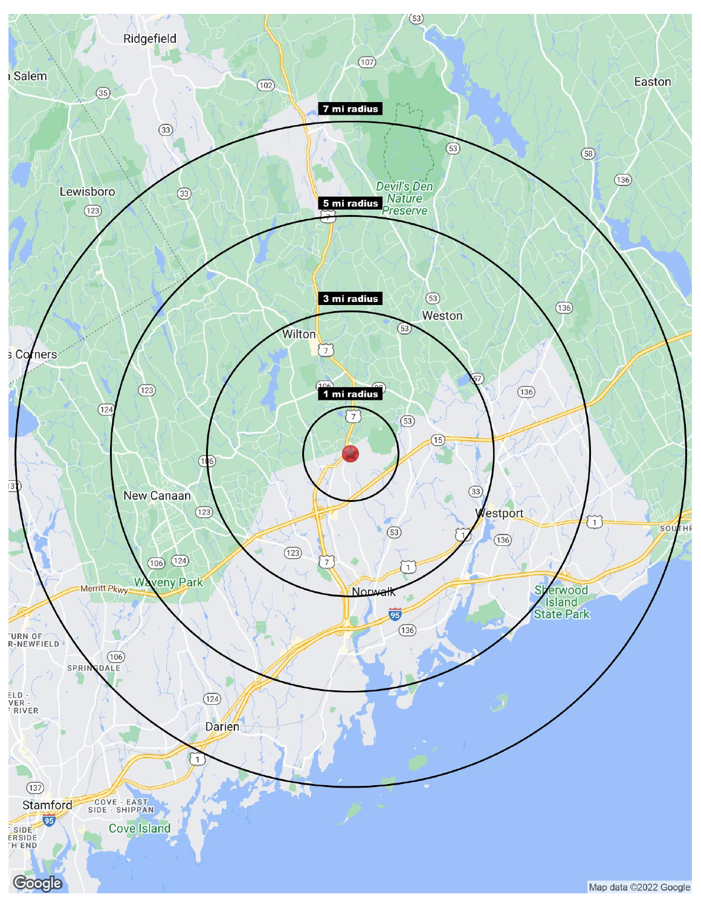7 mi radius

5 mi radius

3 mi radius

1 mi radius

Ridgefield

Salem

Lewisboro

Easton

Devil's Den Nature Preserve

Wilton

Weston

New Canaan

Westport

Waveny Park

Merritt Pkwy

Norwalk

Sherwood Island State Park

Darien

Stamford

Cove Island

Map data ©2022 Google